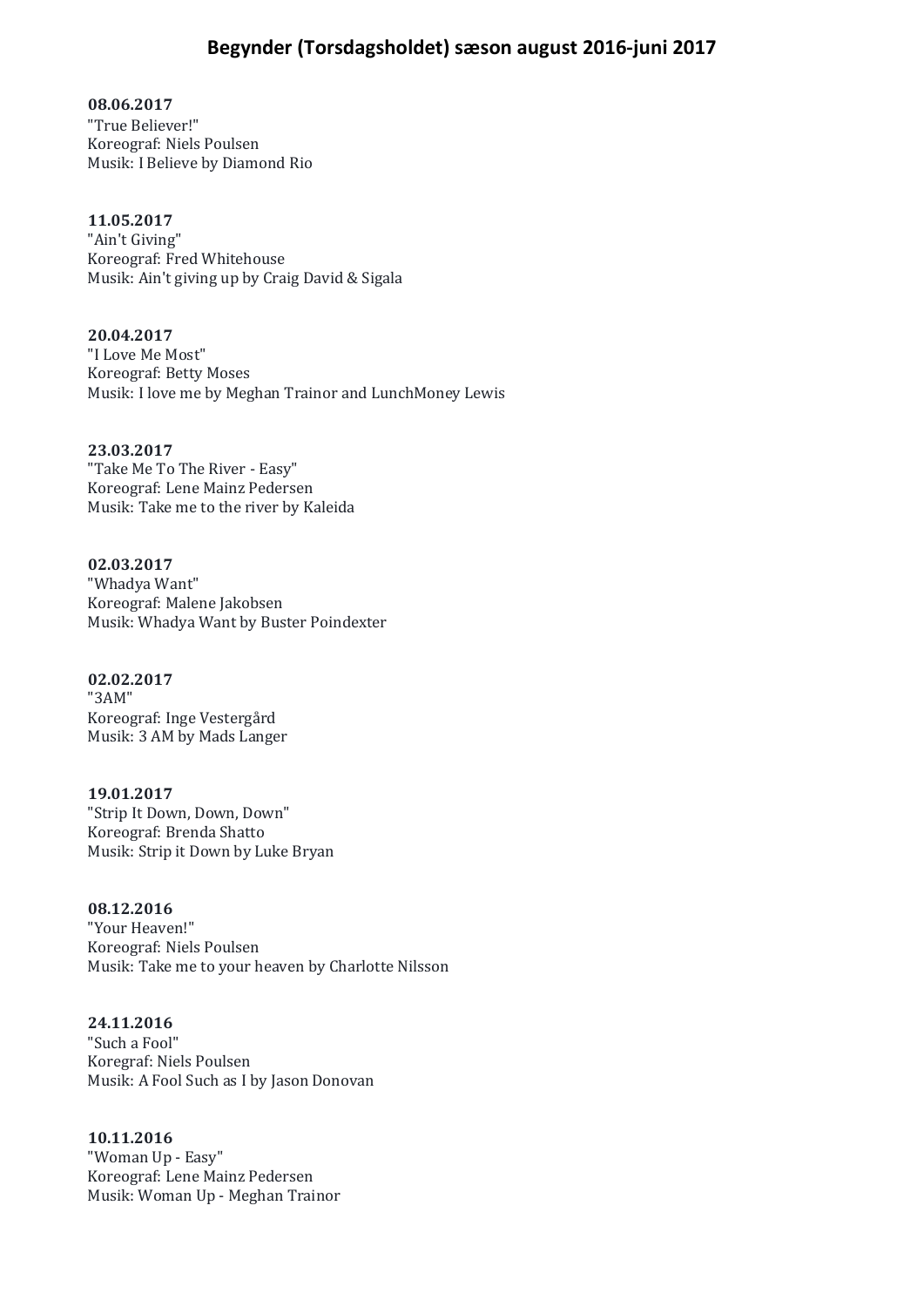# Begynder (Torsdagsholdet) sæson august 2016-juni 2017

**08.06.2017**
"True Believer!"
Koreograf: Niels Poulsen
Musik: I Believe by Diamond Rio

**11.05.2017**
"Ain't Giving"
Koreograf: Fred Whitehouse
Musik: Ain't giving up by Craig David & Sigala

**20.04.2017**
"I Love Me Most"
Koreograf: Betty Moses
Musik: I love me by Meghan Trainor and LunchMoney Lewis

**23.03.2017**
"Take Me To The River - Easy"
Koreograf: Lene Mainz Pedersen
Musik: Take me to the river by Kaleida

**02.03.2017**
"Whadya Want"
Koreograf: Malene Jakobsen
Musik: Whadya Want by Buster Poindexter

**02.02.2017**
"3AM"
Koreograf: Inge Vestergård
Musik: 3 AM by Mads Langer

**19.01.2017**
"Strip It Down, Down, Down"
Koreograf: Brenda Shatto
Musik: Strip it Down by Luke Bryan

**08.12.2016**
"Your Heaven!"
Koreograf: Niels Poulsen
Musik: Take me to your heaven by Charlotte Nilsson

**24.11.2016**
"Such a Fool"
Koregraf: Niels Poulsen
Musik: A Fool Such as I by Jason Donovan

**10.11.2016**
"Woman Up - Easy"
Koreograf: Lene Mainz Pedersen
Musik: Woman Up - Meghan Trainor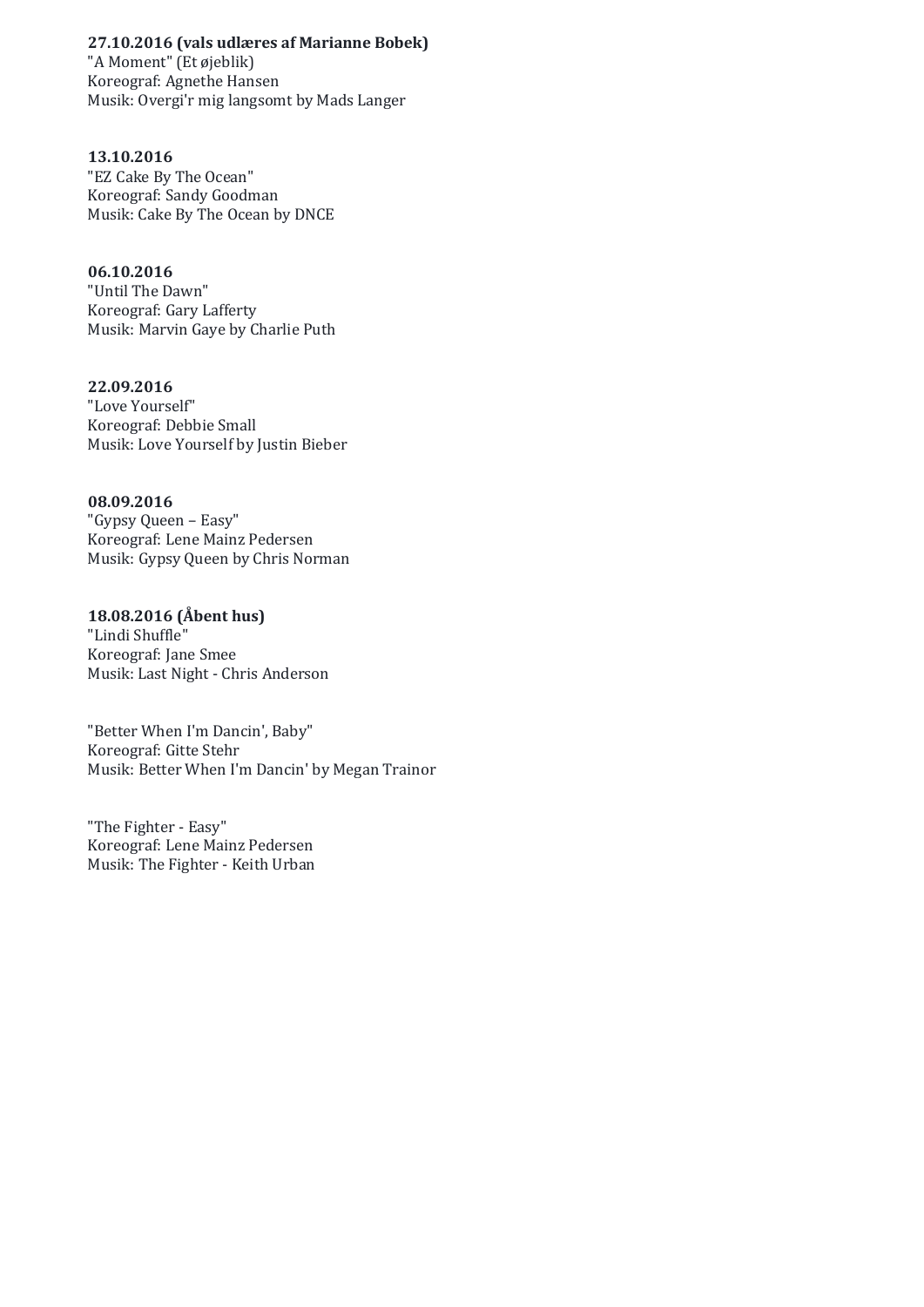**27.10.2016 (vals udlæres af Marianne Bobek)**
"A Moment" (Et øjeblik)
Koreograf: Agnethe Hansen
Musik: Overgi'r mig langsomt by Mads Langer

**13.10.2016**
"EZ Cake By The Ocean"
Koreograf: Sandy Goodman
Musik: Cake By The Ocean by DNCE

**06.10.2016**
"Until The Dawn"
Koreograf: Gary Lafferty
Musik: Marvin Gaye by Charlie Puth

**22.09.2016**
"Love Yourself"
Koreograf: Debbie Small
Musik: Love Yourself by Justin Bieber

**08.09.2016**
"Gypsy Queen – Easy"
Koreograf: Lene Mainz Pedersen
Musik: Gypsy Queen by Chris Norman

**18.08.2016 (Åbent hus)**
"Lindi Shuffle"
Koreograf: Jane Smee
Musik: Last Night - Chris Anderson

"Better When I'm Dancin', Baby"
Koreograf: Gitte Stehr
Musik: Better When I'm Dancin' by Megan Trainor

"The Fighter - Easy"
Koreograf: Lene Mainz Pedersen
Musik: The Fighter - Keith Urban